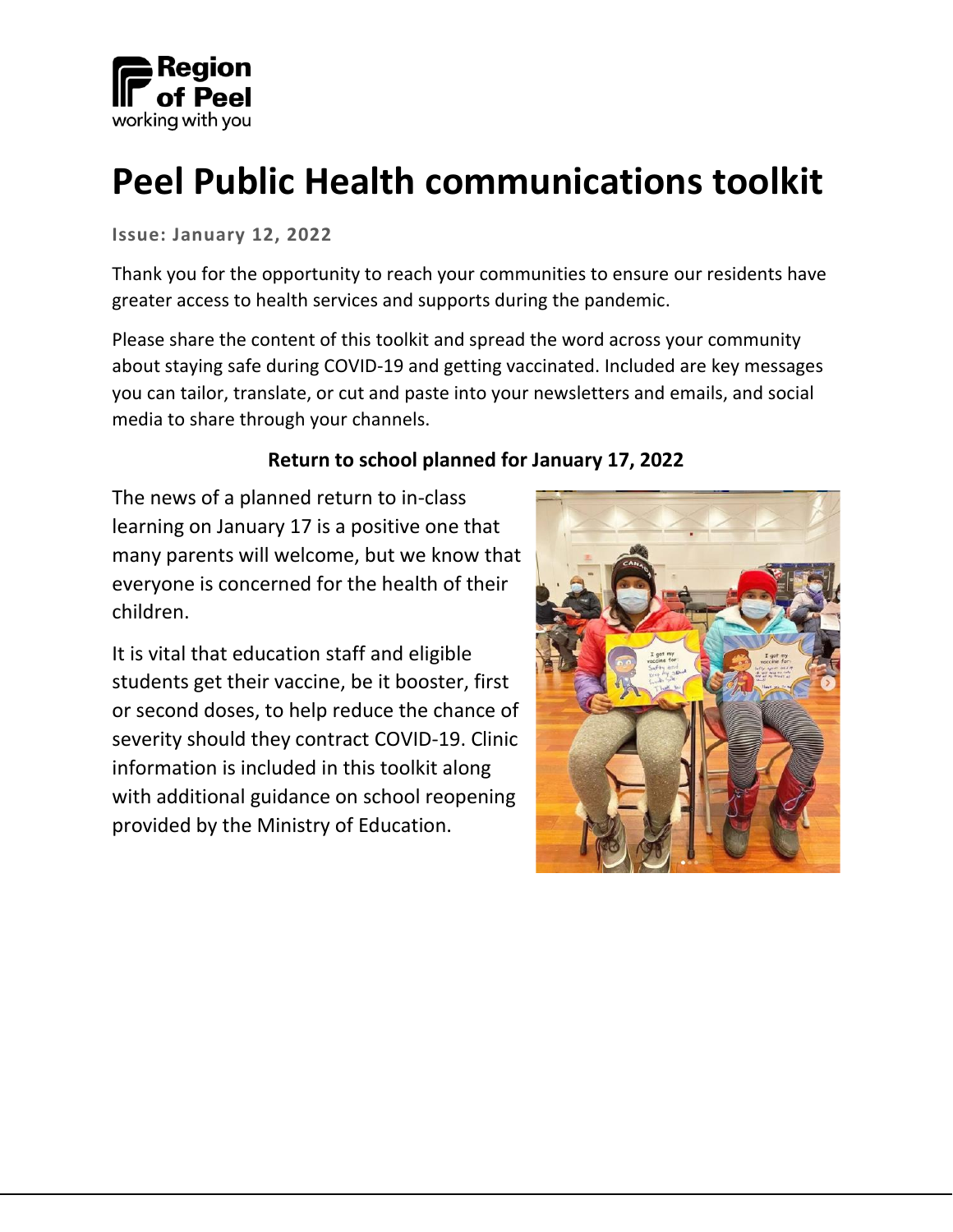Region of Peel
working with you

# Peel Public Health communications toolkit

**Issue: January 12, 2022**

Thank you for the opportunity to reach your communities to ensure our residents have greater access to health services and supports during the pandemic.

Please share the content of this toolkit and spread the word across your community about staying safe during COVID-19 and getting vaccinated. Included are key messages you can tailor, translate, or cut and paste into your newsletters and emails, and social media to share through your channels.

## Return to school planned for January 17, 2022

The news of a planned return to in-class learning on January 17 is a positive one that many parents will welcome, but we know that everyone is concerned for the health of their children.

It is vital that education staff and eligible students get their vaccine, be it booster, first or second doses, to help reduce the chance of severity should they contract COVID-19. Clinic information is included in this toolkit along with additional guidance on school reopening provided by the Ministry of Education.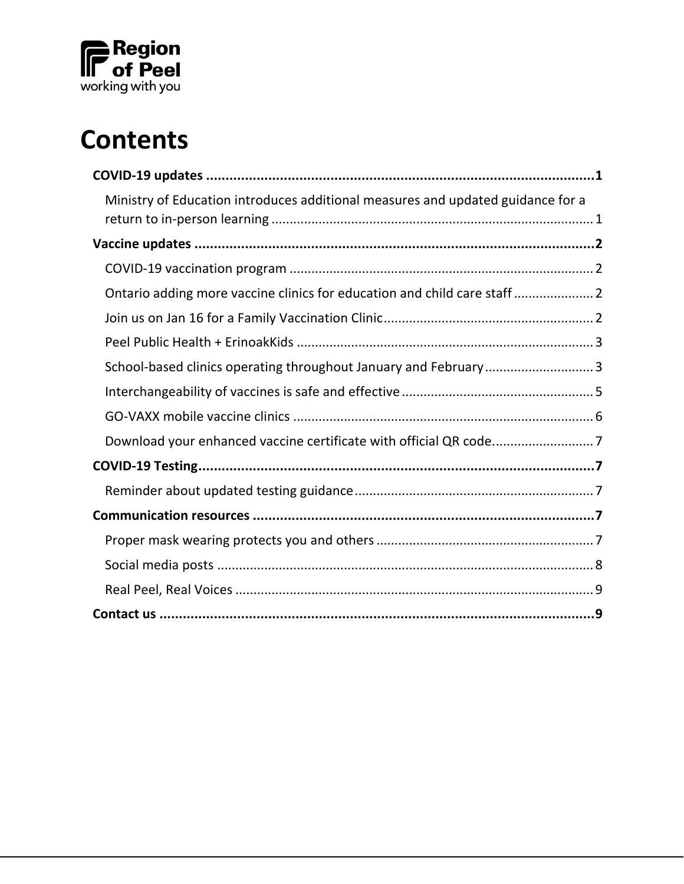Region of Peel
working with you

# Contents

**COVID-19 updates** ..... **1**

- Ministry of Education introduces additional measures and updated guidance for a return to in-person learning ..... 1

**Vaccine updates** ..... **2**

- COVID-19 vaccination program ..... 2
- Ontario adding more vaccine clinics for education and child care staff ..... 2
- Join us on Jan 16 for a Family Vaccination Clinic ..... 2
- Peel Public Health + ErinoakKids ..... 3
- School-based clinics operating throughout January and February ..... 3
- Interchangeability of vaccines is safe and effective ..... 5
- GO-VAXX mobile vaccine clinics ..... 6
- Download your enhanced vaccine certificate with official QR code. ..... 7

**COVID-19 Testing** ..... **7**

- Reminder about updated testing guidance ..... 7

**Communication resources** ..... **7**

- Proper mask wearing protects you and others ..... 7
- Social media posts ..... 8
- Real Peel, Real Voices ..... 9

**Contact us** ..... **9**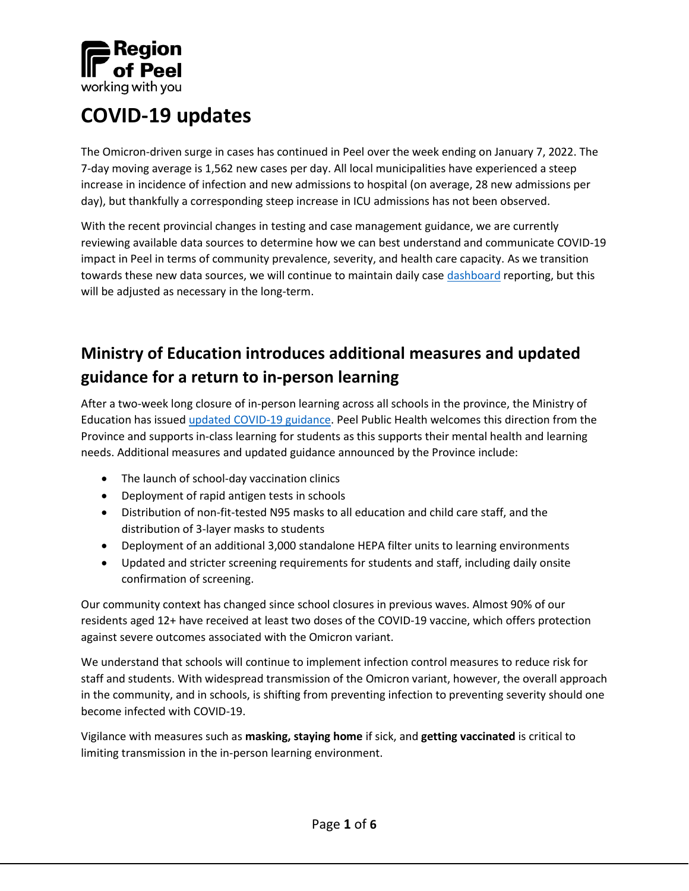Region of Peel
working with you

# COVID-19 updates

The Omicron-driven surge in cases has continued in Peel over the week ending on January 7, 2022. The 7-day moving average is 1,562 new cases per day. All local municipalities have experienced a steep increase in incidence of infection and new admissions to hospital (on average, 28 new admissions per day), but thankfully a corresponding steep increase in ICU admissions has not been observed.

With the recent provincial changes in testing and case management guidance, we are currently reviewing available data sources to determine how we can best understand and communicate COVID-19 impact in Peel in terms of community prevalence, severity, and health care capacity. As we transition towards these new data sources, we will continue to maintain daily case [dashboard] reporting, but this will be adjusted as necessary in the long-term.

## Ministry of Education introduces additional measures and updated guidance for a return to in-person learning

After a two-week long closure of in-person learning across all schools in the province, the Ministry of Education has issued [updated COVID-19 guidance]. Peel Public Health welcomes this direction from the Province and supports in-class learning for students as this supports their mental health and learning needs. Additional measures and updated guidance announced by the Province include:

- The launch of school-day vaccination clinics
- Deployment of rapid antigen tests in schools
- Distribution of non-fit-tested N95 masks to all education and child care staff, and the distribution of 3-layer masks to students
- Deployment of an additional 3,000 standalone HEPA filter units to learning environments
- Updated and stricter screening requirements for students and staff, including daily onsite confirmation of screening.

Our community context has changed since school closures in previous waves. Almost 90% of our residents aged 12+ have received at least two doses of the COVID-19 vaccine, which offers protection against severe outcomes associated with the Omicron variant.

We understand that schools will continue to implement infection control measures to reduce risk for staff and students. With widespread transmission of the Omicron variant, however, the overall approach in the community, and in schools, is shifting from preventing infection to preventing severity should one become infected with COVID-19.

Vigilance with measures such as **masking, staying home** if sick, and **getting vaccinated** is critical to limiting transmission in the in-person learning environment.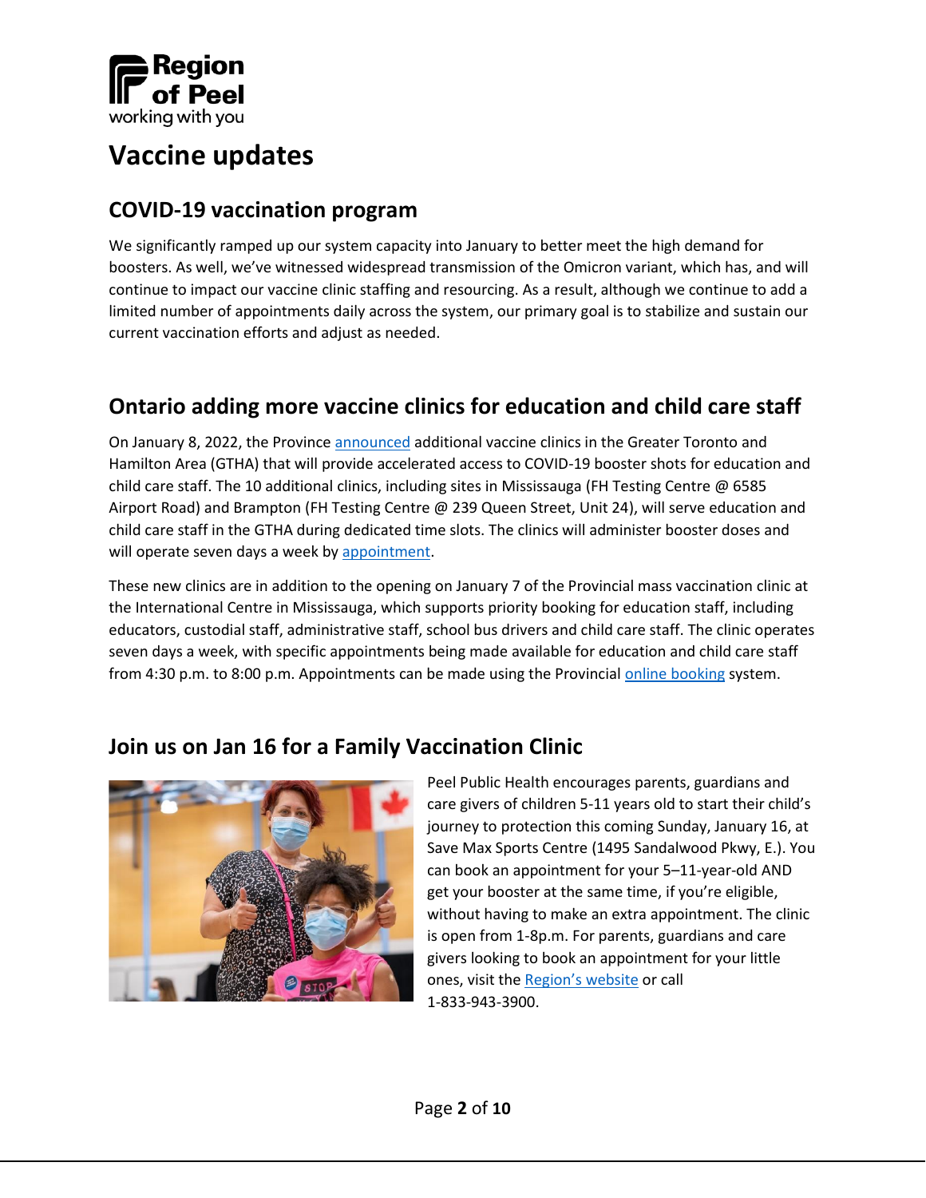# Vaccine updates

## COVID-19 vaccination program

We significantly ramped up our system capacity into January to better meet the high demand for boosters. As well, we've witnessed widespread transmission of the Omicron variant, which has, and will continue to impact our vaccine clinic staffing and resourcing. As a result, although we continue to add a limited number of appointments daily across the system, our primary goal is to stabilize and sustain our current vaccination efforts and adjust as needed.

## Ontario adding more vaccine clinics for education and child care staff

On January 8, 2022, the Province announced additional vaccine clinics in the Greater Toronto and Hamilton Area (GTHA) that will provide accelerated access to COVID-19 booster shots for education and child care staff. The 10 additional clinics, including sites in Mississauga (FH Testing Centre @ 6585 Airport Road) and Brampton (FH Testing Centre @ 239 Queen Street, Unit 24), will serve education and child care staff in the GTHA during dedicated time slots. The clinics will administer booster doses and will operate seven days a week by appointment.

These new clinics are in addition to the opening on January 7 of the Provincial mass vaccination clinic at the International Centre in Mississauga, which supports priority booking for education staff, including educators, custodial staff, administrative staff, school bus drivers and child care staff. The clinic operates seven days a week, with specific appointments being made available for education and child care staff from 4:30 p.m. to 8:00 p.m. Appointments can be made using the Provincial online booking system.

## Join us on Jan 16 for a Family Vaccination Clinic

Peel Public Health encourages parents, guardians and care givers of children 5-11 years old to start their child's journey to protection this coming Sunday, January 16, at Save Max Sports Centre (1495 Sandalwood Pkwy, E.). You can book an appointment for your 5–11-year-old AND get your booster at the same time, if you're eligible, without having to make an extra appointment. The clinic is open from 1-8p.m. For parents, guardians and care givers looking to book an appointment for your little ones, visit the Region's website or call 1-833-943-3900.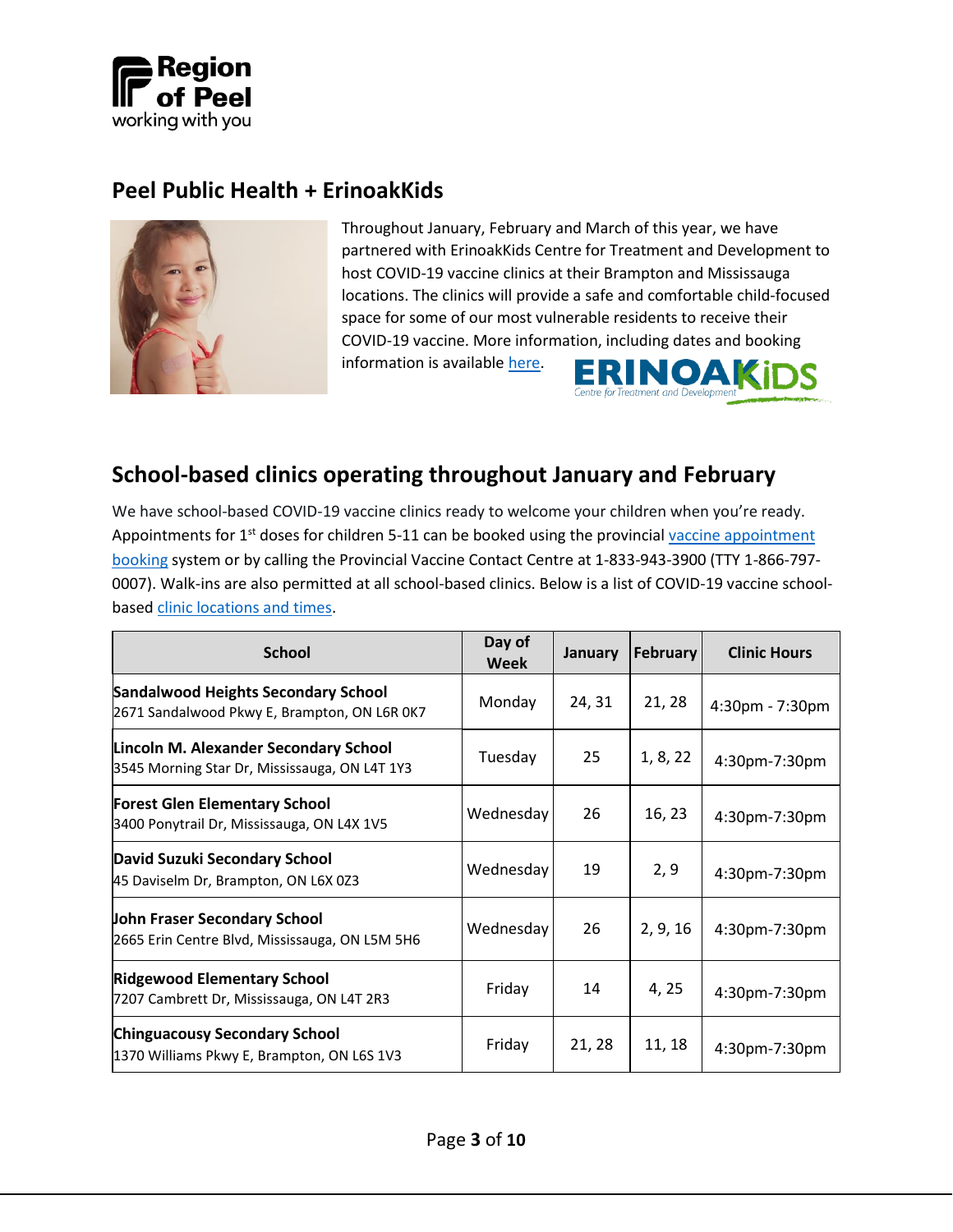## Peel Public Health + ErinoakKids

Throughout January, February and March of this year, we have partnered with ErinoakKids Centre for Treatment and Development to host COVID-19 vaccine clinics at their Brampton and Mississauga locations. The clinics will provide a safe and comfortable child-focused space for some of our most vulnerable residents to receive their COVID-19 vaccine. More information, including dates and booking information is available here.

## School-based clinics operating throughout January and February

We have school-based COVID-19 vaccine clinics ready to welcome your children when you're ready. Appointments for 1st doses for children 5-11 can be booked using the provincial vaccine appointment booking system or by calling the Provincial Vaccine Contact Centre at 1-833-943-3900 (TTY 1-866-797-0007). Walk-ins are also permitted at all school-based clinics. Below is a list of COVID-19 vaccine school-based clinic locations and times.

| School | Day of Week | January | February | Clinic Hours |
|---|---|---|---|---|
| **Sandalwood Heights Secondary School**<br>2671 Sandalwood Pkwy E, Brampton, ON L6R 0K7 | Monday | 24, 31 | 21, 28 | 4:30pm - 7:30pm |
| **Lincoln M. Alexander Secondary School**<br>3545 Morning Star Dr, Mississauga, ON L4T 1Y3 | Tuesday | 25 | 1, 8, 22 | 4:30pm-7:30pm |
| **Forest Glen Elementary School**<br>3400 Ponytrail Dr, Mississauga, ON L4X 1V5 | Wednesday | 26 | 16, 23 | 4:30pm-7:30pm |
| **David Suzuki Secondary School**<br>45 Daviselm Dr, Brampton, ON L6X 0Z3 | Wednesday | 19 | 2, 9 | 4:30pm-7:30pm |
| **John Fraser Secondary School**<br>2665 Erin Centre Blvd, Mississauga, ON L5M 5H6 | Wednesday | 26 | 2, 9, 16 | 4:30pm-7:30pm |
| **Ridgewood Elementary School**<br>7207 Cambrett Dr, Mississauga, ON L4T 2R3 | Friday | 14 | 4, 25 | 4:30pm-7:30pm |
| **Chinguacousy Secondary School**<br>1370 Williams Pkwy E, Brampton, ON L6S 1V3 | Friday | 21, 28 | 11, 18 | 4:30pm-7:30pm |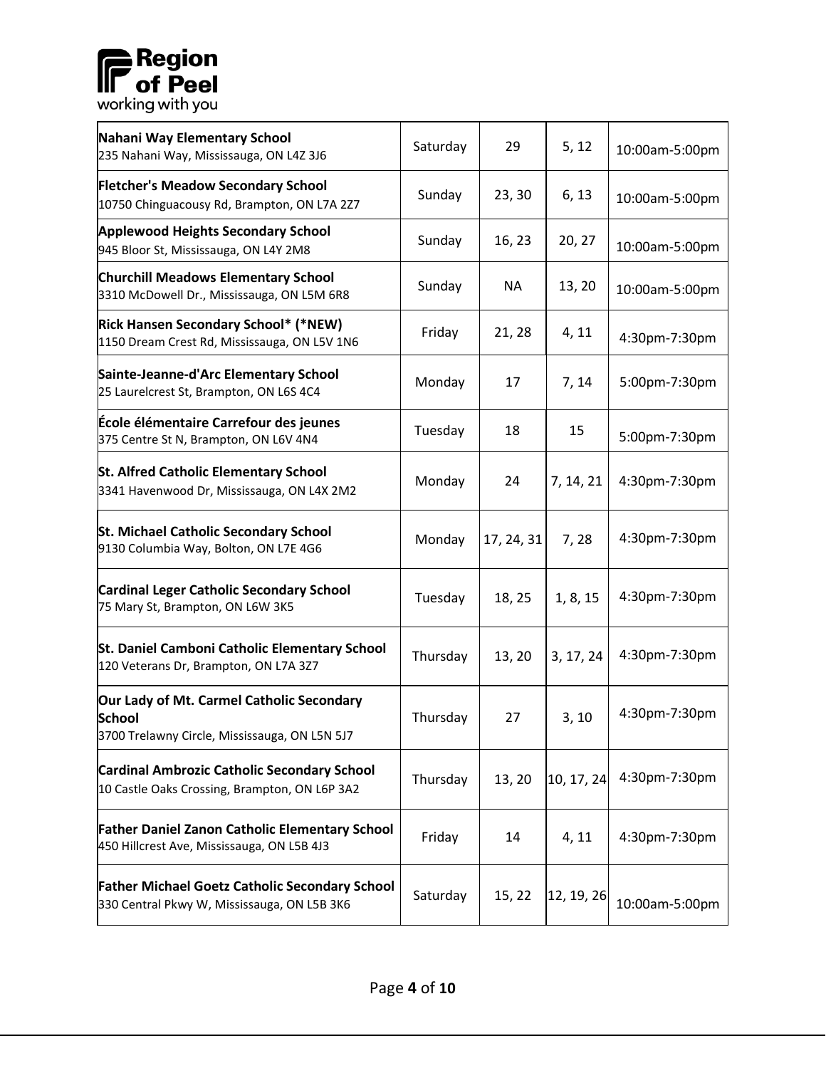| **Nahani Way Elementary School**<br>235 Nahani Way, Mississauga, ON L4Z 3J6 | Saturday | 29 | 5, 12 | 10:00am-5:00pm |
|---|---|---|---|---|
| **Fletcher's Meadow Secondary School**<br>10750 Chinguacousy Rd, Brampton, ON L7A 2Z7 | Sunday | 23, 30 | 6, 13 | 10:00am-5:00pm |
| **Applewood Heights Secondary School**<br>945 Bloor St, Mississauga, ON L4Y 2M8 | Sunday | 16, 23 | 20, 27 | 10:00am-5:00pm |
| **Churchill Meadows Elementary School**<br>3310 McDowell Dr., Mississauga, ON L5M 6R8 | Sunday | NA | 13, 20 | 10:00am-5:00pm |
| **Rick Hansen Secondary School* (*NEW)**<br>1150 Dream Crest Rd, Mississauga, ON L5V 1N6 | Friday | 21, 28 | 4, 11 | 4:30pm-7:30pm |
| **Sainte-Jeanne-d'Arc Elementary School**<br>25 Laurelcrest St, Brampton, ON L6S 4C4 | Monday | 17 | 7, 14 | 5:00pm-7:30pm |
| **École élémentaire Carrefour des jeunes**<br>375 Centre St N, Brampton, ON L6V 4N4 | Tuesday | 18 | 15 | 5:00pm-7:30pm |
| **St. Alfred Catholic Elementary School**<br>3341 Havenwood Dr, Mississauga, ON L4X 2M2 | Monday | 24 | 7, 14, 21 | 4:30pm-7:30pm |
| **St. Michael Catholic Secondary School**<br>9130 Columbia Way, Bolton, ON L7E 4G6 | Monday | 17, 24, 31 | 7, 28 | 4:30pm-7:30pm |
| **Cardinal Leger Catholic Secondary School**<br>75 Mary St, Brampton, ON L6W 3K5 | Tuesday | 18, 25 | 1, 8, 15 | 4:30pm-7:30pm |
| **St. Daniel Camboni Catholic Elementary School**<br>120 Veterans Dr, Brampton, ON L7A 3Z7 | Thursday | 13, 20 | 3, 17, 24 | 4:30pm-7:30pm |
| **Our Lady of Mt. Carmel Catholic Secondary School**<br>3700 Trelawny Circle, Mississauga, ON L5N 5J7 | Thursday | 27 | 3, 10 | 4:30pm-7:30pm |
| **Cardinal Ambrozic Catholic Secondary School**<br>10 Castle Oaks Crossing, Brampton, ON L6P 3A2 | Thursday | 13, 20 | 10, 17, 24 | 4:30pm-7:30pm |
| **Father Daniel Zanon Catholic Elementary School**<br>450 Hillcrest Ave, Mississauga, ON L5B 4J3 | Friday | 14 | 4, 11 | 4:30pm-7:30pm |
| **Father Michael Goetz Catholic Secondary School**<br>330 Central Pkwy W, Mississauga, ON L5B 3K6 | Saturday | 15, 22 | 12, 19, 26 | 10:00am-5:00pm |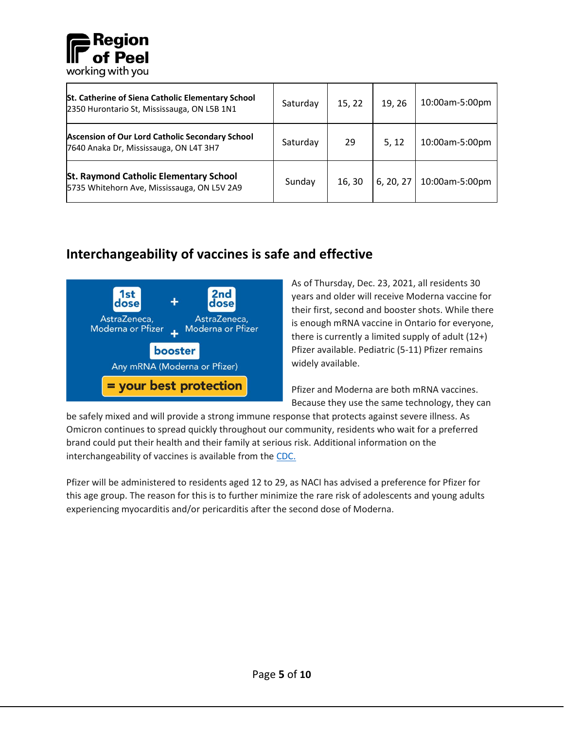| St. Catherine of Siena Catholic Elementary School 2350 Hurontario St, Mississauga, ON L5B 1N1 | Saturday | 15, 22 | 19, 26 | 10:00am-5:00pm |
|---|---|---|---|---|
| **Ascension of Our Lord Catholic Secondary School** 7640 Anaka Dr, Mississauga, ON L4T 3H7 | Saturday | 29 | 5, 12 | 10:00am-5:00pm |
| **St. Raymond Catholic Elementary School** 5735 Whitehorn Ave, Mississauga, ON L5V 2A9 | Sunday | 16, 30 | 6, 20, 27 | 10:00am-5:00pm |

## Interchangeability of vaccines is safe and effective

**1st dose** AstraZeneca, Moderna or Pfizer + **2nd dose** AstraZeneca, Moderna or Pfizer + **booster** Any mRNA (Moderna or Pfizer) **= your best protection**

As of Thursday, Dec. 23, 2021, all residents 30 years and older will receive Moderna vaccine for their first, second and booster shots. While there is enough mRNA vaccine in Ontario for everyone, there is currently a limited supply of adult (12+) Pfizer available. Pediatric (5-11) Pfizer remains widely available.

Pfizer and Moderna are both mRNA vaccines. Because they use the same technology, they can be safely mixed and will provide a strong immune response that protects against severe illness. As Omicron continues to spread quickly throughout our community, residents who wait for a preferred brand could put their health and their family at serious risk. Additional information on the interchangeability of vaccines is available from the CDC.

Pfizer will be administered to residents aged 12 to 29, as NACI has advised a preference for Pfizer for this age group. The reason for this is to further minimize the rare risk of adolescents and young adults experiencing myocarditis and/or pericarditis after the second dose of Moderna.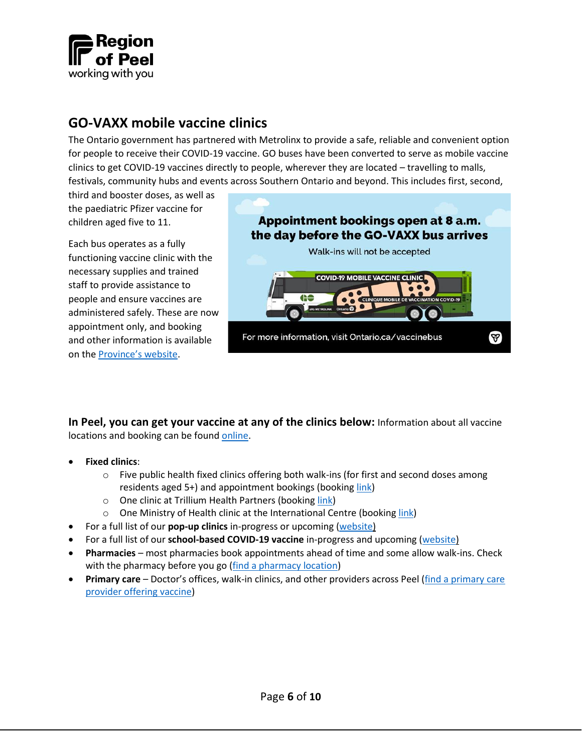**Region of Peel**
working with you

## GO-VAXX mobile vaccine clinics

The Ontario government has partnered with Metrolinx to provide a safe, reliable and convenient option for people to receive their COVID-19 vaccine. GO buses have been converted to serve as mobile vaccine clinics to get COVID-19 vaccines directly to people, wherever they are located – travelling to malls, festivals, community hubs and events across Southern Ontario and beyond. This includes first, second, third and booster doses, as well as the paediatric Pfizer vaccine for children aged five to 11.

Each bus operates as a fully functioning vaccine clinic with the necessary supplies and trained staff to provide assistance to people and ensure vaccines are administered safely. These are now appointment only, and booking and other information is available on the Province's website.

**Appointment bookings open at 8 a.m. the day before the GO-VAXX bus arrives**

Walk-ins will not be accepted

For more information, visit Ontario.ca/vaccinebus

**In Peel, you can get your vaccine at any of the clinics below:** Information about all vaccine locations and booking can be found online.

- **Fixed clinics**:
  - Five public health fixed clinics offering both walk-ins (for first and second doses among residents aged 5+) and appointment bookings (booking link)
  - One clinic at Trillium Health Partners (booking link)
  - One Ministry of Health clinic at the International Centre (booking link)
- For a full list of our **pop-up clinics** in-progress or upcoming (website)
- For a full list of our **school-based COVID-19 vaccine** in-progress and upcoming (website)
- **Pharmacies** – most pharmacies book appointments ahead of time and some allow walk-ins. Check with the pharmacy before you go (find a pharmacy location)
- **Primary care** – Doctor's offices, walk-in clinics, and other providers across Peel (find a primary care provider offering vaccine)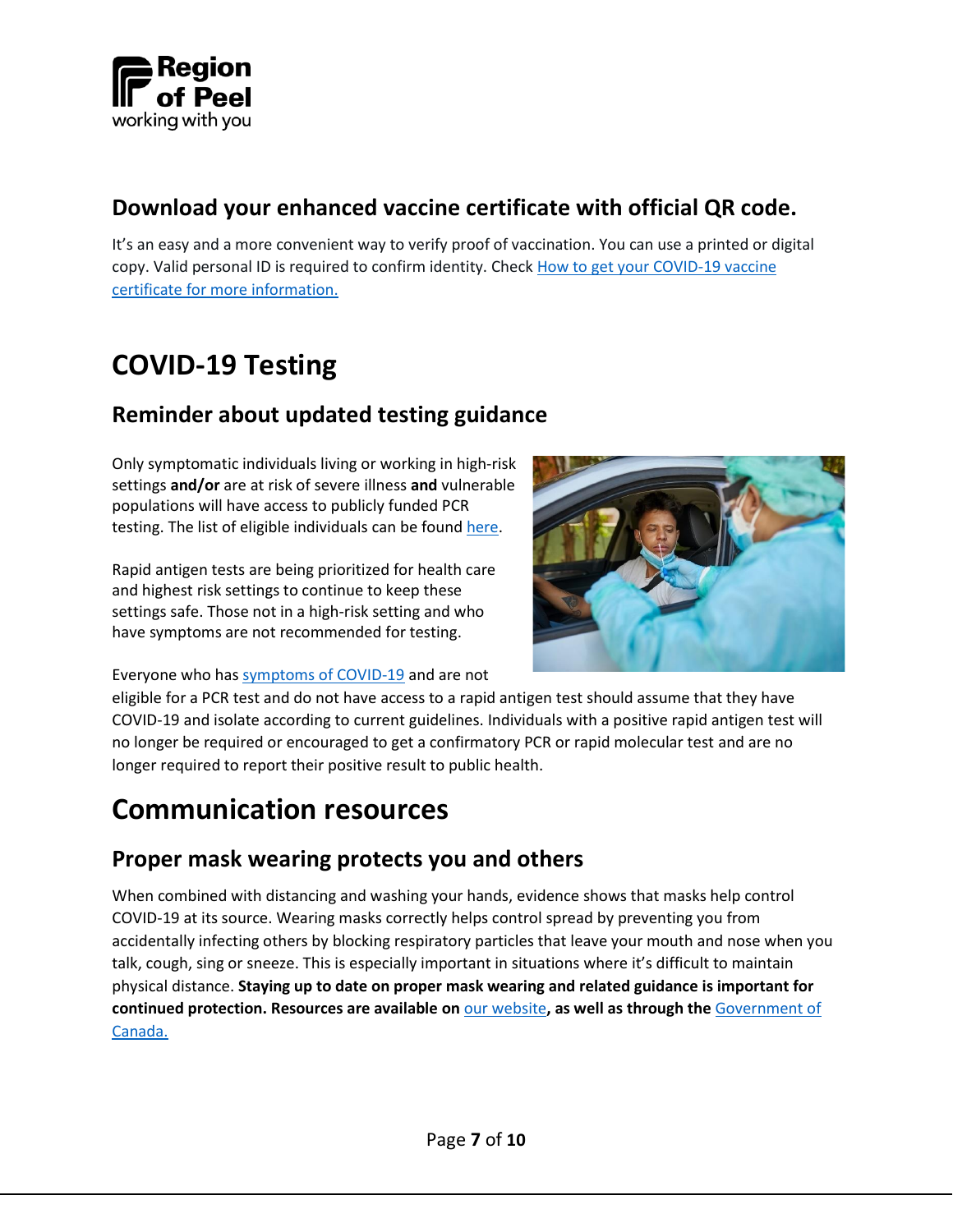### Download your enhanced vaccine certificate with official QR code.

It's an easy and a more convenient way to verify proof of vaccination. You can use a printed or digital copy. Valid personal ID is required to confirm identity. Check [How to get your COVID-19 vaccine certificate for more information.]

# COVID-19 Testing

## Reminder about updated testing guidance

Only symptomatic individuals living or working in high-risk settings **and/or** are at risk of severe illness **and** vulnerable populations will have access to publicly funded PCR testing. The list of eligible individuals can be found [here].

Rapid antigen tests are being prioritized for health care and highest risk settings to continue to keep these settings safe. Those not in a high-risk setting and who have symptoms are not recommended for testing.

Everyone who has [symptoms of COVID-19] and are not eligible for a PCR test and do not have access to a rapid antigen test should assume that they have COVID-19 and isolate according to current guidelines. Individuals with a positive rapid antigen test will no longer be required or encouraged to get a confirmatory PCR or rapid molecular test and are no longer required to report their positive result to public health.

# Communication resources

## Proper mask wearing protects you and others

When combined with distancing and washing your hands, evidence shows that masks help control COVID-19 at its source. Wearing masks correctly helps control spread by preventing you from accidentally infecting others by blocking respiratory particles that leave your mouth and nose when you talk, cough, sing or sneeze. This is especially important in situations where it's difficult to maintain physical distance. **Staying up to date on proper mask wearing and related guidance is important for continued protection. Resources are available on** [our website]**, as well as through the** [Government of Canada.]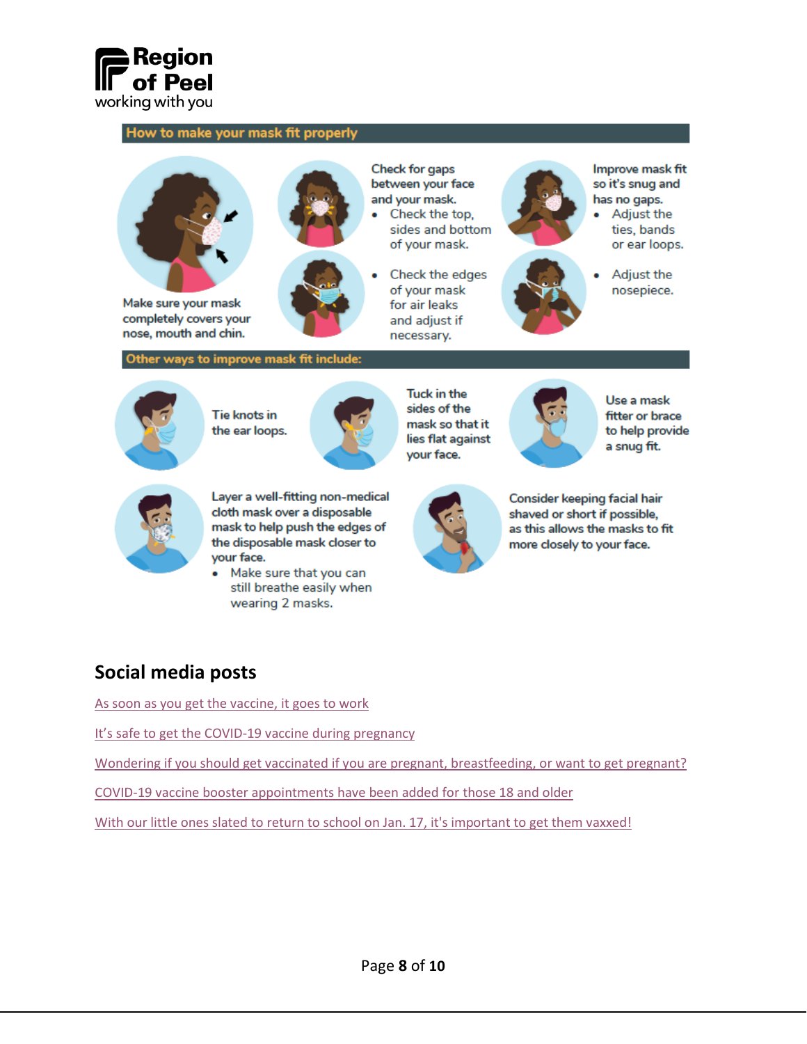**Region of Peel**
working with you

## How to make your mask fit properly

Make sure your mask completely covers your nose, mouth and chin.

Check for gaps between your face and your mask.

- Check the top, sides and bottom of your mask.
- Check the edges of your mask for air leaks and adjust if necessary.

Improve mask fit so it's snug and has no gaps.

- Adjust the ties, bands or ear loops.
- Adjust the nosepiece.

## Other ways to improve mask fit include:

Tie knots in the ear loops.

Tuck in the sides of the mask so that it lies flat against your face.

Use a mask fitter or brace to help provide a snug fit.

Layer a well-fitting non-medical cloth mask over a disposable mask to help push the edges of the disposable mask closer to your face.

- Make sure that you can still breathe easily when wearing 2 masks.

Consider keeping facial hair shaved or short if possible, as this allows the masks to fit more closely to your face.

## Social media posts

[As soon as you get the vaccine, it goes to work]

[It's safe to get the COVID-19 vaccine during pregnancy]

[Wondering if you should get vaccinated if you are pregnant, breastfeeding, or want to get pregnant?]

[COVID-19 vaccine booster appointments have been added for those 18 and older]

[With our little ones slated to return to school on Jan. 17, it's important to get them vaxxed!]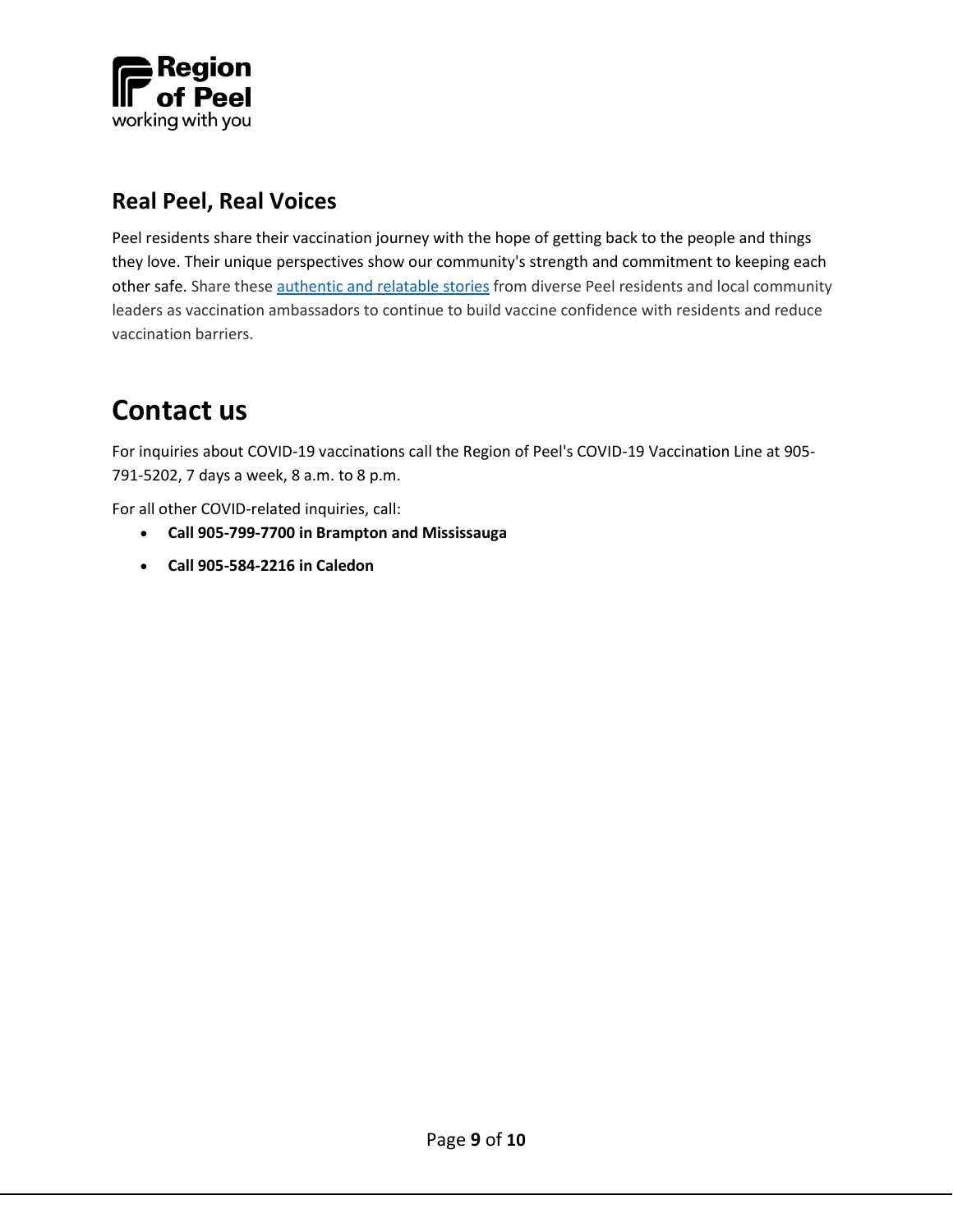## Real Peel, Real Voices

Peel residents share their vaccination journey with the hope of getting back to the people and things they love. Their unique perspectives show our community's strength and commitment to keeping each other safe. Share these [authentic and relatable stories]() from diverse Peel residents and local community leaders as vaccination ambassadors to continue to build vaccine confidence with residents and reduce vaccination barriers.

# Contact us

For inquiries about COVID-19 vaccinations call the Region of Peel's COVID-19 Vaccination Line at 905-791-5202, 7 days a week, 8 a.m. to 8 p.m.

For all other COVID-related inquiries, call:

- **Call 905-799-7700 in Brampton and Mississauga**
- **Call 905-584-2216 in Caledon**